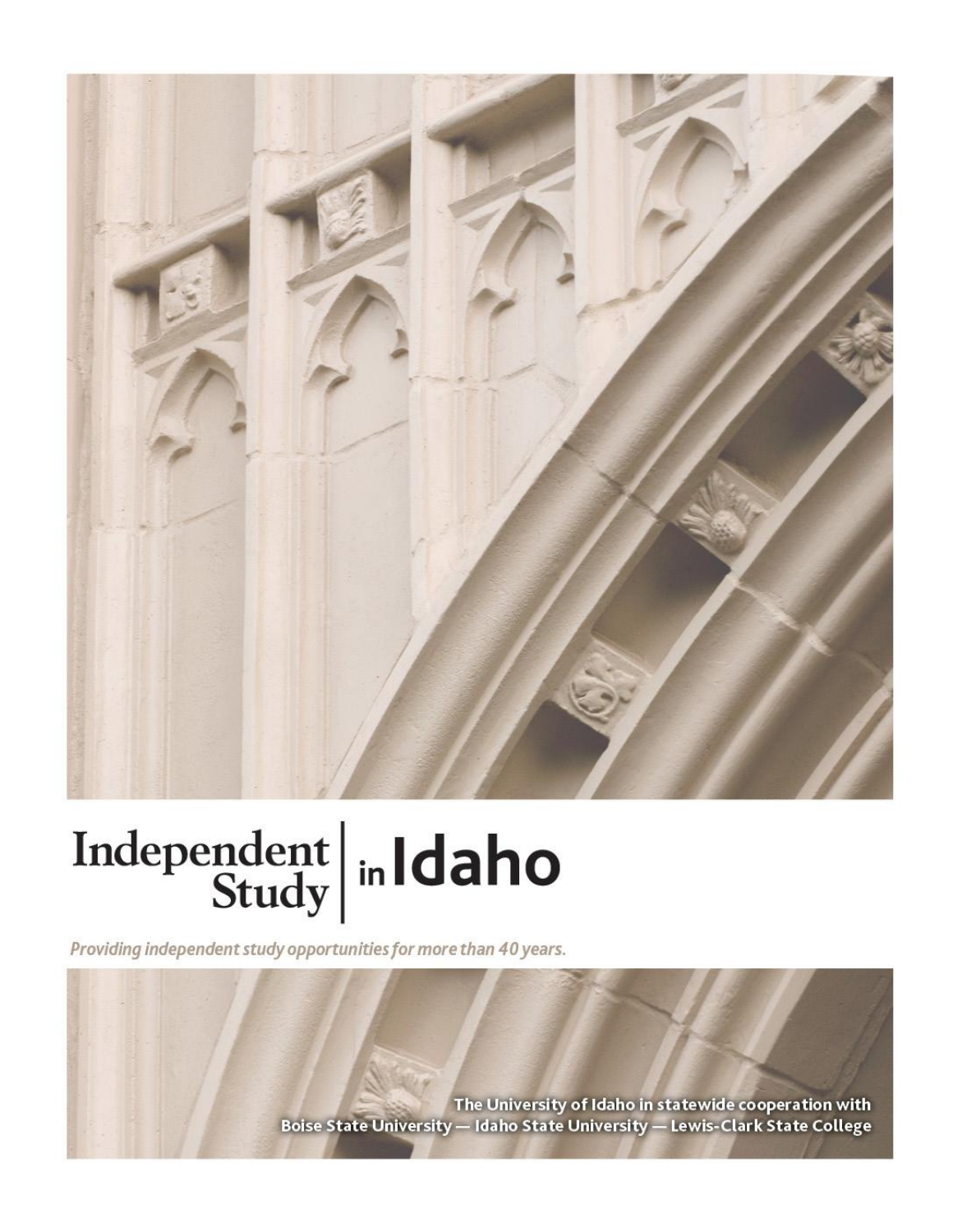# Independent Study in Idaho

*Providing independent study opportunities for more than 40 years.*

**The University of Idaho in statewide cooperation with**
**Boise State University — Idaho State University — Lewis-Clark State College**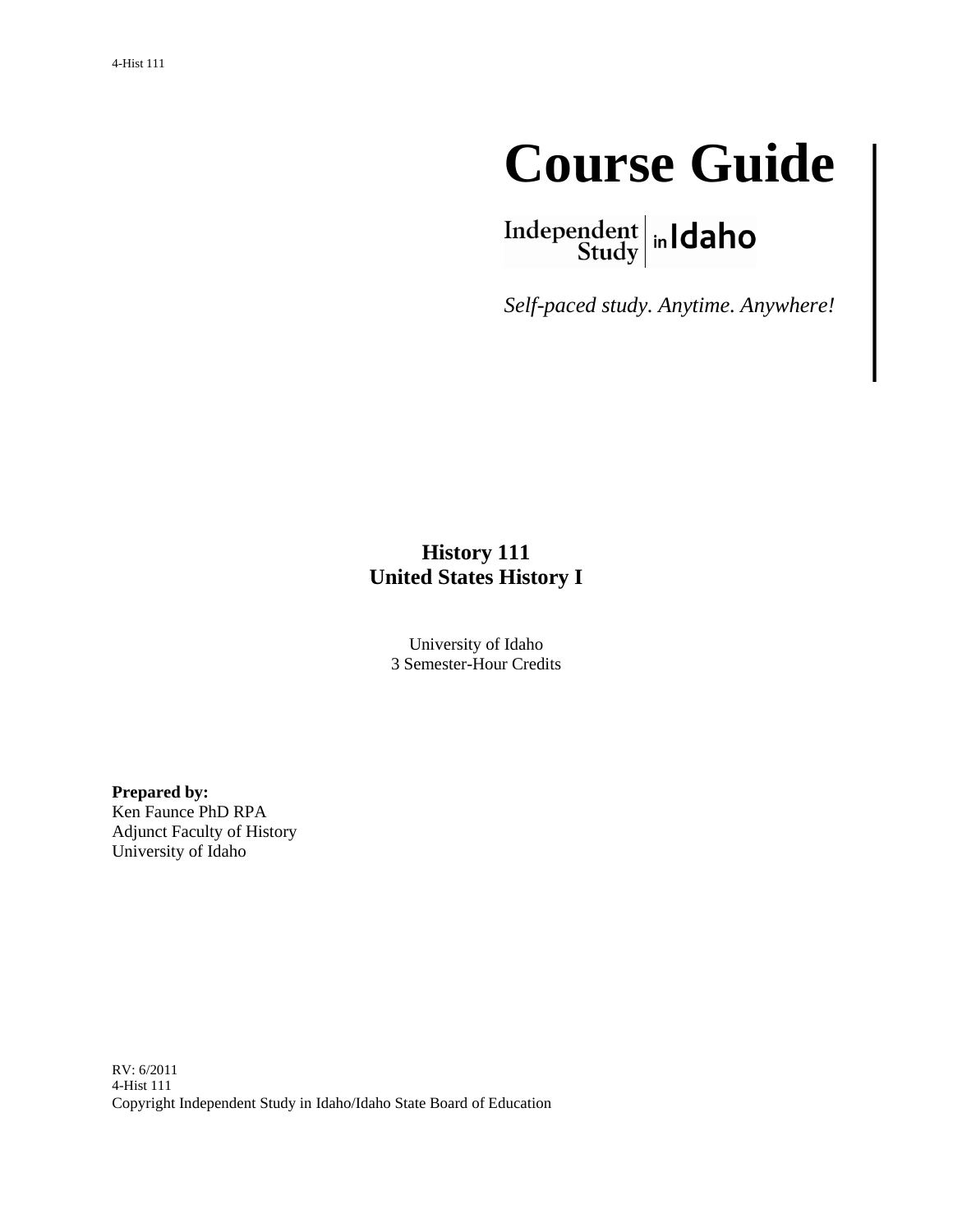# Course Guide

Independent Study in Idaho

*Self-paced study. Anytime. Anywhere!*

## History 111
## United States History I

University of Idaho
3 Semester-Hour Credits

**Prepared by:**
Ken Faunce PhD RPA
Adjunct Faculty of History
University of Idaho

RV: 6/2011
4-Hist 111
Copyright Independent Study in Idaho/Idaho State Board of Education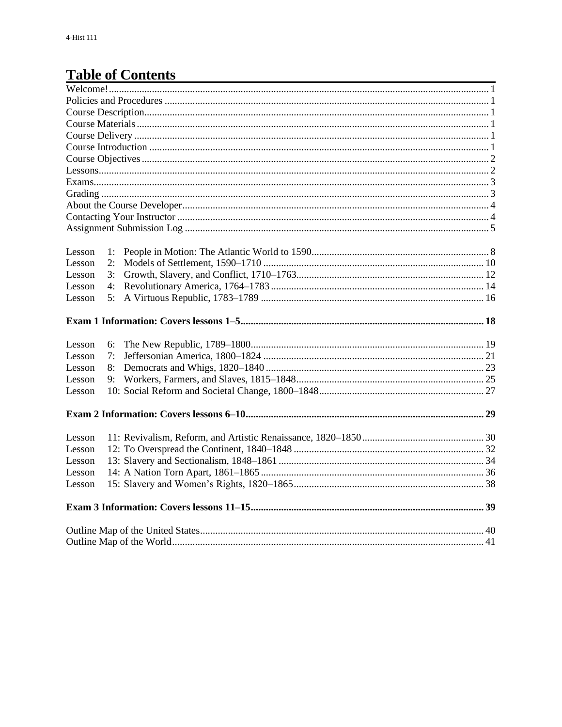# Table of Contents

Welcome! ..... 1
Policies and Procedures ..... 1
Course Description ..... 1
Course Materials ..... 1
Course Delivery ..... 1
Course Introduction ..... 1
Course Objectives ..... 2
Lessons ..... 2
Exams ..... 3
Grading ..... 3
About the Course Developer ..... 4
Contacting Your Instructor ..... 4
Assignment Submission Log ..... 5

Lesson 1: People in Motion: The Atlantic World to 1590 ..... 8
Lesson 2: Models of Settlement, 1590–1710 ..... 10
Lesson 3: Growth, Slavery, and Conflict, 1710–1763 ..... 12
Lesson 4: Revolutionary America, 1764–1783 ..... 14
Lesson 5: A Virtuous Republic, 1783–1789 ..... 16

**Exam 1 Information: Covers lessons 1–5 ..... 18**

Lesson 6: The New Republic, 1789–1800 ..... 19
Lesson 7: Jeffersonian America, 1800–1824 ..... 21
Lesson 8: Democrats and Whigs, 1820–1840 ..... 23
Lesson 9: Workers, Farmers, and Slaves, 1815–1848 ..... 25
Lesson 10: Social Reform and Societal Change, 1800–1848 ..... 27

**Exam 2 Information: Covers lessons 6–10 ..... 29**

Lesson 11: Revivalism, Reform, and Artistic Renaissance, 1820–1850 ..... 30
Lesson 12: To Overspread the Continent, 1840–1848 ..... 32
Lesson 13: Slavery and Sectionalism, 1848–1861 ..... 34
Lesson 14: A Nation Torn Apart, 1861–1865 ..... 36
Lesson 15: Slavery and Women's Rights, 1820–1865 ..... 38

**Exam 3 Information: Covers lessons 11–15 ..... 39**

Outline Map of the United States ..... 40
Outline Map of the World ..... 41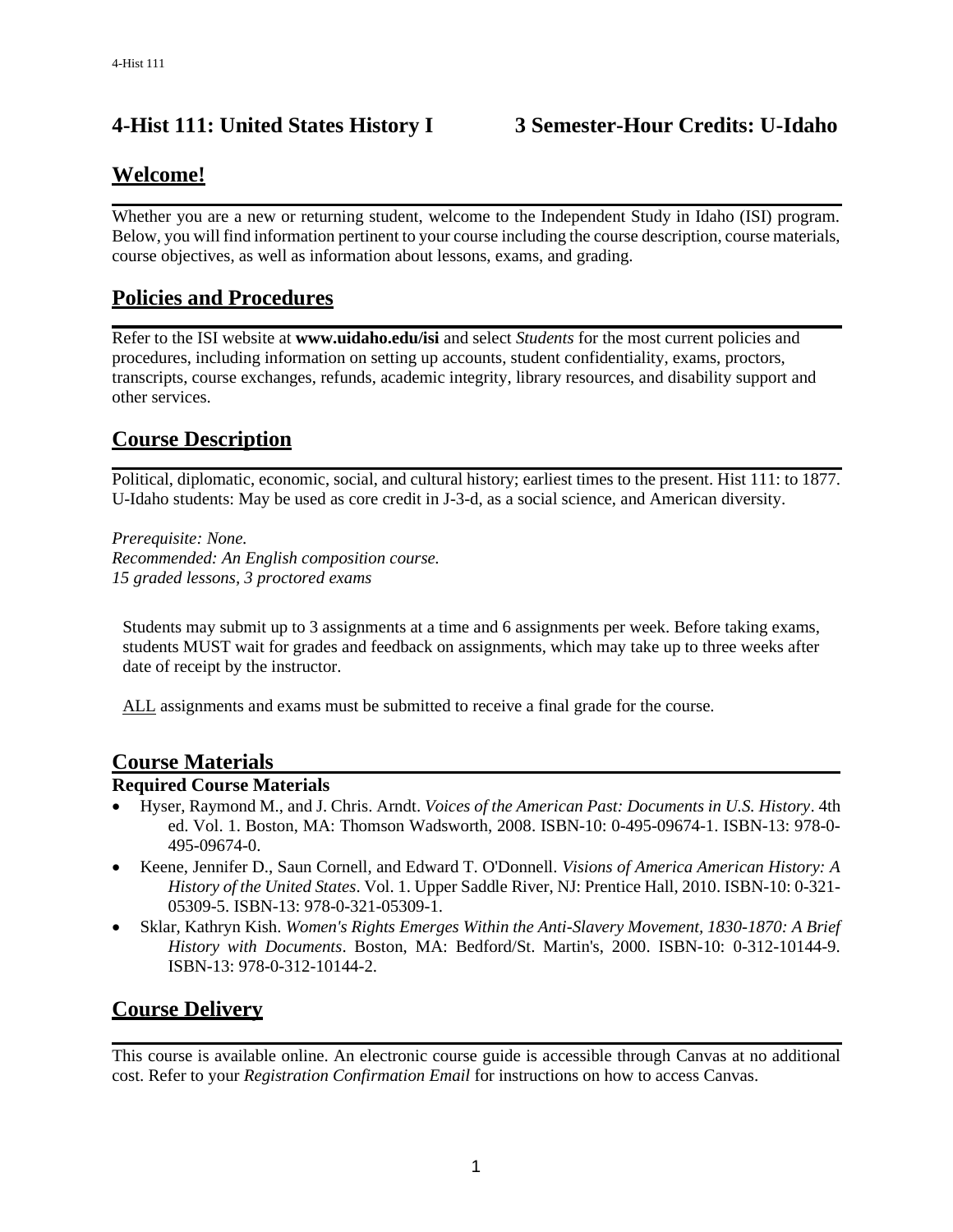# 4-Hist 111: United States History I 3 Semester-Hour Credits: U-Idaho

## Welcome!

Whether you are a new or returning student, welcome to the Independent Study in Idaho (ISI) program. Below, you will find information pertinent to your course including the course description, course materials, course objectives, as well as information about lessons, exams, and grading.

## Policies and Procedures

Refer to the ISI website at **www.uidaho.edu/isi** and select *Students* for the most current policies and procedures, including information on setting up accounts, student confidentiality, exams, proctors, transcripts, course exchanges, refunds, academic integrity, library resources, and disability support and other services.

## Course Description

Political, diplomatic, economic, social, and cultural history; earliest times to the present. Hist 111: to 1877. U-Idaho students: May be used as core credit in J-3-d, as a social science, and American diversity.

*Prerequisite: None.*
*Recommended: An English composition course.*
*15 graded lessons, 3 proctored exams*

Students may submit up to 3 assignments at a time and 6 assignments per week. Before taking exams, students MUST wait for grades and feedback on assignments, which may take up to three weeks after date of receipt by the instructor.

ALL assignments and exams must be submitted to receive a final grade for the course.

## Course Materials

### Required Course Materials

- Hyser, Raymond M., and J. Chris. Arndt. *Voices of the American Past: Documents in U.S. History*. 4th ed. Vol. 1. Boston, MA: Thomson Wadsworth, 2008. ISBN-10: 0-495-09674-1. ISBN-13: 978-0-495-09674-0.
- Keene, Jennifer D., Saun Cornell, and Edward T. O'Donnell. *Visions of America American History: A History of the United States*. Vol. 1. Upper Saddle River, NJ: Prentice Hall, 2010. ISBN-10: 0-321-05309-5. ISBN-13: 978-0-321-05309-1.
- Sklar, Kathryn Kish. *Women's Rights Emerges Within the Anti-Slavery Movement, 1830-1870: A Brief History with Documents*. Boston, MA: Bedford/St. Martin's, 2000. ISBN-10: 0-312-10144-9. ISBN-13: 978-0-312-10144-2.

## Course Delivery

This course is available online. An electronic course guide is accessible through Canvas at no additional cost. Refer to your *Registration Confirmation Email* for instructions on how to access Canvas.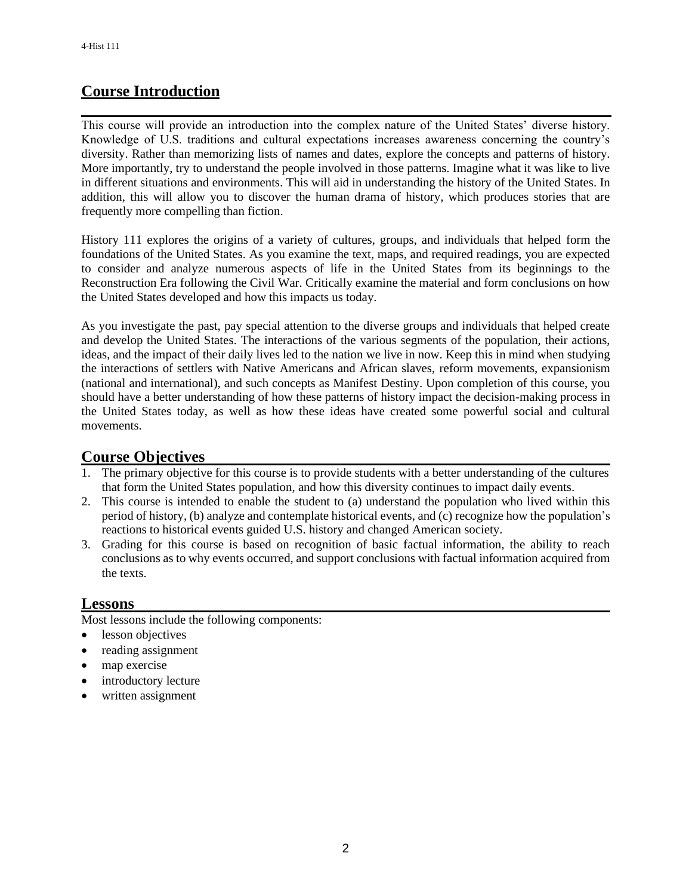## Course Introduction

This course will provide an introduction into the complex nature of the United States' diverse history. Knowledge of U.S. traditions and cultural expectations increases awareness concerning the country's diversity. Rather than memorizing lists of names and dates, explore the concepts and patterns of history. More importantly, try to understand the people involved in those patterns. Imagine what it was like to live in different situations and environments. This will aid in understanding the history of the United States. In addition, this will allow you to discover the human drama of history, which produces stories that are frequently more compelling than fiction.

History 111 explores the origins of a variety of cultures, groups, and individuals that helped form the foundations of the United States. As you examine the text, maps, and required readings, you are expected to consider and analyze numerous aspects of life in the United States from its beginnings to the Reconstruction Era following the Civil War. Critically examine the material and form conclusions on how the United States developed and how this impacts us today.

As you investigate the past, pay special attention to the diverse groups and individuals that helped create and develop the United States. The interactions of the various segments of the population, their actions, ideas, and the impact of their daily lives led to the nation we live in now. Keep this in mind when studying the interactions of settlers with Native Americans and African slaves, reform movements, expansionism (national and international), and such concepts as Manifest Destiny. Upon completion of this course, you should have a better understanding of how these patterns of history impact the decision-making process in the United States today, as well as how these ideas have created some powerful social and cultural movements.

## Course Objectives

1. The primary objective for this course is to provide students with a better understanding of the cultures that form the United States population, and how this diversity continues to impact daily events.
2. This course is intended to enable the student to (a) understand the population who lived within this period of history, (b) analyze and contemplate historical events, and (c) recognize how the population's reactions to historical events guided U.S. history and changed American society.
3. Grading for this course is based on recognition of basic factual information, the ability to reach conclusions as to why events occurred, and support conclusions with factual information acquired from the texts.

## Lessons

Most lessons include the following components:

- lesson objectives
- reading assignment
- map exercise
- introductory lecture
- written assignment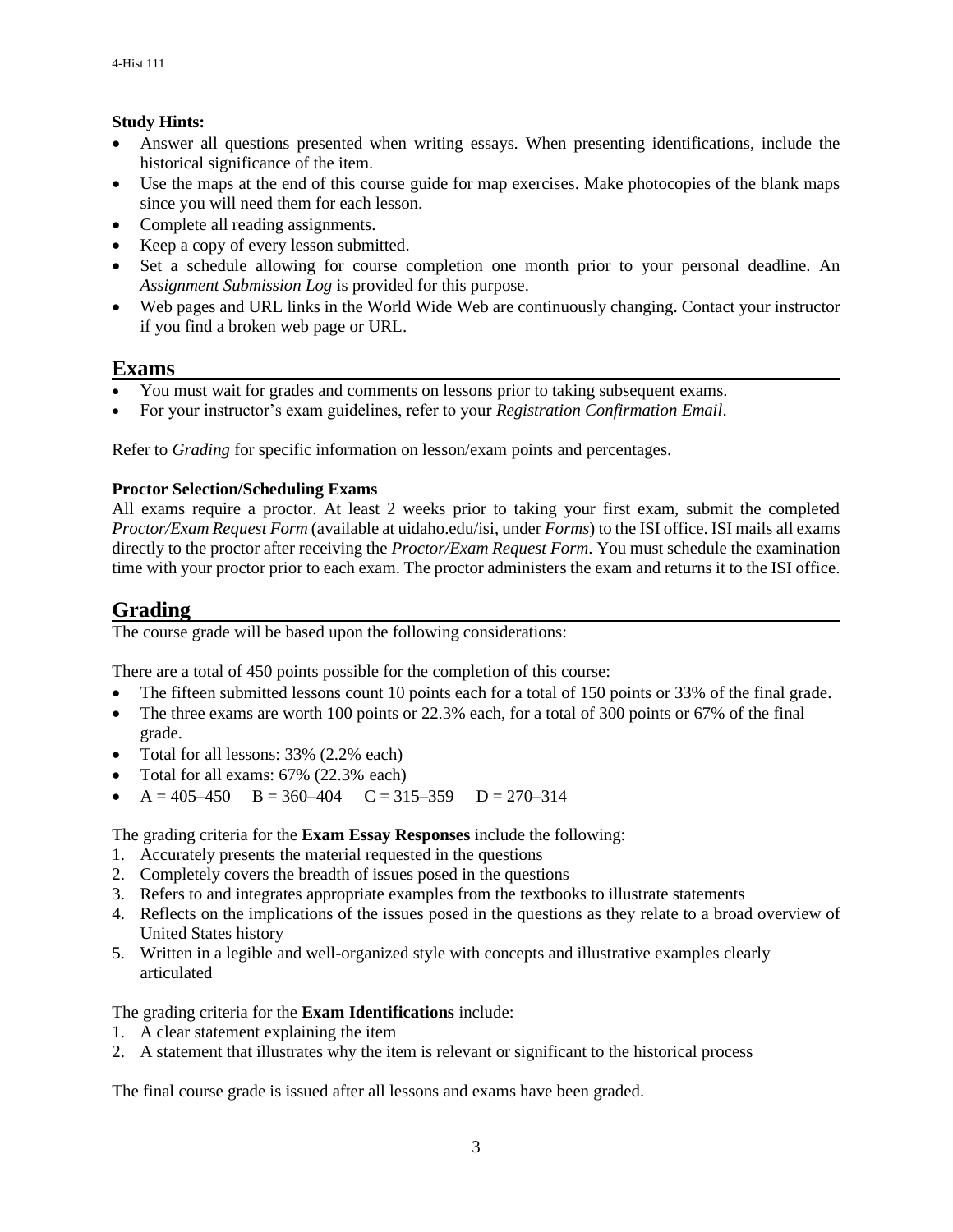**Study Hints:**

- Answer all questions presented when writing essays. When presenting identifications, include the historical significance of the item.
- Use the maps at the end of this course guide for map exercises. Make photocopies of the blank maps since you will need them for each lesson.
- Complete all reading assignments.
- Keep a copy of every lesson submitted.
- Set a schedule allowing for course completion one month prior to your personal deadline. An *Assignment Submission Log* is provided for this purpose.
- Web pages and URL links in the World Wide Web are continuously changing. Contact your instructor if you find a broken web page or URL.

## Exams

- You must wait for grades and comments on lessons prior to taking subsequent exams.
- For your instructor's exam guidelines, refer to your *Registration Confirmation Email*.

Refer to *Grading* for specific information on lesson/exam points and percentages.

**Proctor Selection/Scheduling Exams**

All exams require a proctor. At least 2 weeks prior to taking your first exam, submit the completed *Proctor/Exam Request Form* (available at uidaho.edu/isi, under *Forms*) to the ISI office. ISI mails all exams directly to the proctor after receiving the *Proctor/Exam Request Form*. You must schedule the examination time with your proctor prior to each exam. The proctor administers the exam and returns it to the ISI office.

## Grading

The course grade will be based upon the following considerations:

There are a total of 450 points possible for the completion of this course:

- The fifteen submitted lessons count 10 points each for a total of 150 points or 33% of the final grade.
- The three exams are worth 100 points or 22.3% each, for a total of 300 points or 67% of the final grade.
- Total for all lessons: 33% (2.2% each)
- Total for all exams: 67% (22.3% each)
- A = 405–450    B = 360–404    C = 315–359    D = 270–314

The grading criteria for the **Exam Essay Responses** include the following:

1. Accurately presents the material requested in the questions
2. Completely covers the breadth of issues posed in the questions
3. Refers to and integrates appropriate examples from the textbooks to illustrate statements
4. Reflects on the implications of the issues posed in the questions as they relate to a broad overview of United States history
5. Written in a legible and well-organized style with concepts and illustrative examples clearly articulated

The grading criteria for the **Exam Identifications** include:

1. A clear statement explaining the item
2. A statement that illustrates why the item is relevant or significant to the historical process

The final course grade is issued after all lessons and exams have been graded.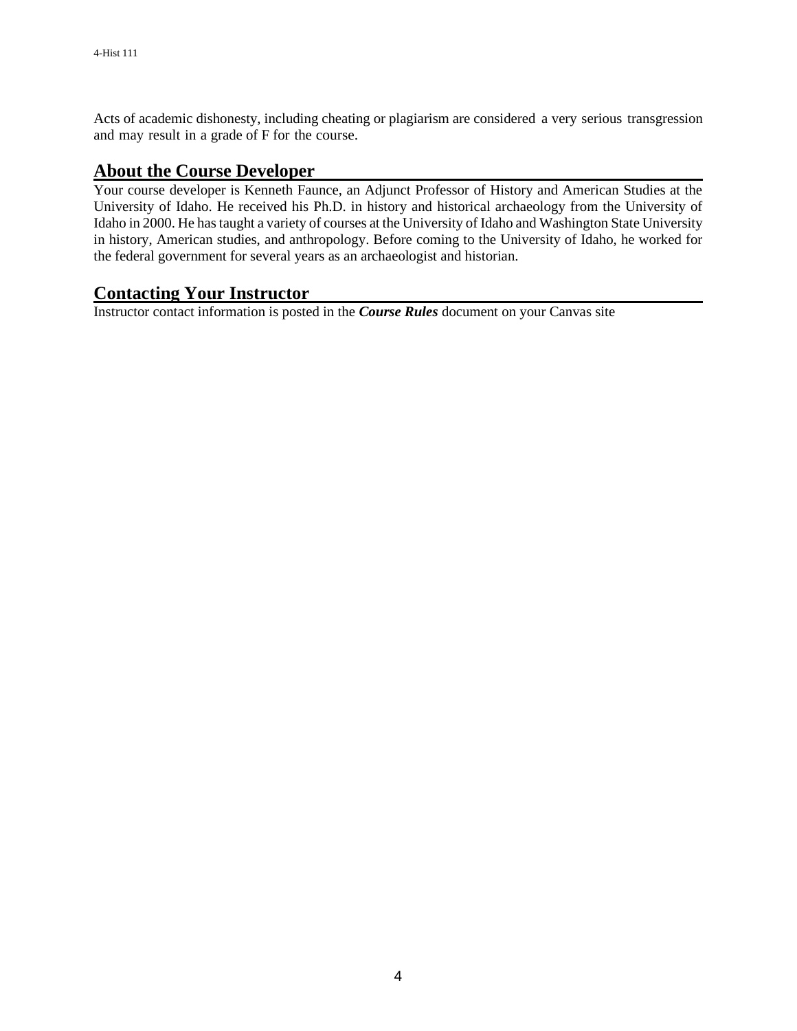Acts of academic dishonesty, including cheating or plagiarism are considered a very serious transgression and may result in a grade of F for the course.

## About the Course Developer

Your course developer is Kenneth Faunce, an Adjunct Professor of History and American Studies at the University of Idaho. He received his Ph.D. in history and historical archaeology from the University of Idaho in 2000. He has taught a variety of courses at the University of Idaho and Washington State University in history, American studies, and anthropology. Before coming to the University of Idaho, he worked for the federal government for several years as an archaeologist and historian.

## Contacting Your Instructor

Instructor contact information is posted in the ***Course Rules*** document on your Canvas site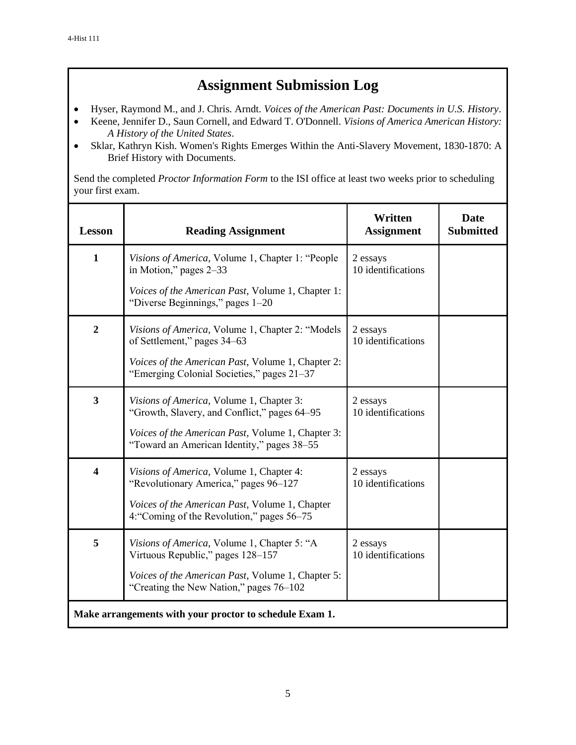# Assignment Submission Log

- Hyser, Raymond M., and J. Chris. Arndt. *Voices of the American Past: Documents in U.S. History*.
- Keene, Jennifer D., Saun Cornell, and Edward T. O'Donnell. *Visions of America American History: A History of the United States*.
- Sklar, Kathryn Kish. Women's Rights Emerges Within the Anti-Slavery Movement, 1830-1870: A Brief History with Documents.

Send the completed *Proctor Information Form* to the ISI office at least two weeks prior to scheduling your first exam.

| Lesson | Reading Assignment | Written Assignment | Date Submitted |
|---|---|---|---|
| 1 | *Visions of America,* Volume 1, Chapter 1: "People in Motion," pages 2–33<br><br>*Voices of the American Past,* Volume 1, Chapter 1: "Diverse Beginnings," pages 1–20 | 2 essays<br>10 identifications | |
| 2 | *Visions of America,* Volume 1, Chapter 2: "Models of Settlement," pages 34–63<br><br>*Voices of the American Past,* Volume 1, Chapter 2: "Emerging Colonial Societies," pages 21–37 | 2 essays<br>10 identifications | |
| 3 | *Visions of America,* Volume 1, Chapter 3: "Growth, Slavery, and Conflict," pages 64–95<br><br>*Voices of the American Past,* Volume 1, Chapter 3: "Toward an American Identity," pages 38–55 | 2 essays<br>10 identifications | |
| 4 | *Visions of America,* Volume 1, Chapter 4: "Revolutionary America," pages 96–127<br><br>*Voices of the American Past,* Volume 1, Chapter 4:"Coming of the Revolution," pages 56–75 | 2 essays<br>10 identifications | |
| 5 | *Visions of America,* Volume 1, Chapter 5: "A Virtuous Republic," pages 128–157<br><br>*Voices of the American Past,* Volume 1, Chapter 5: "Creating the New Nation," pages 76–102 | 2 essays<br>10 identifications | |

**Make arrangements with your proctor to schedule Exam 1.**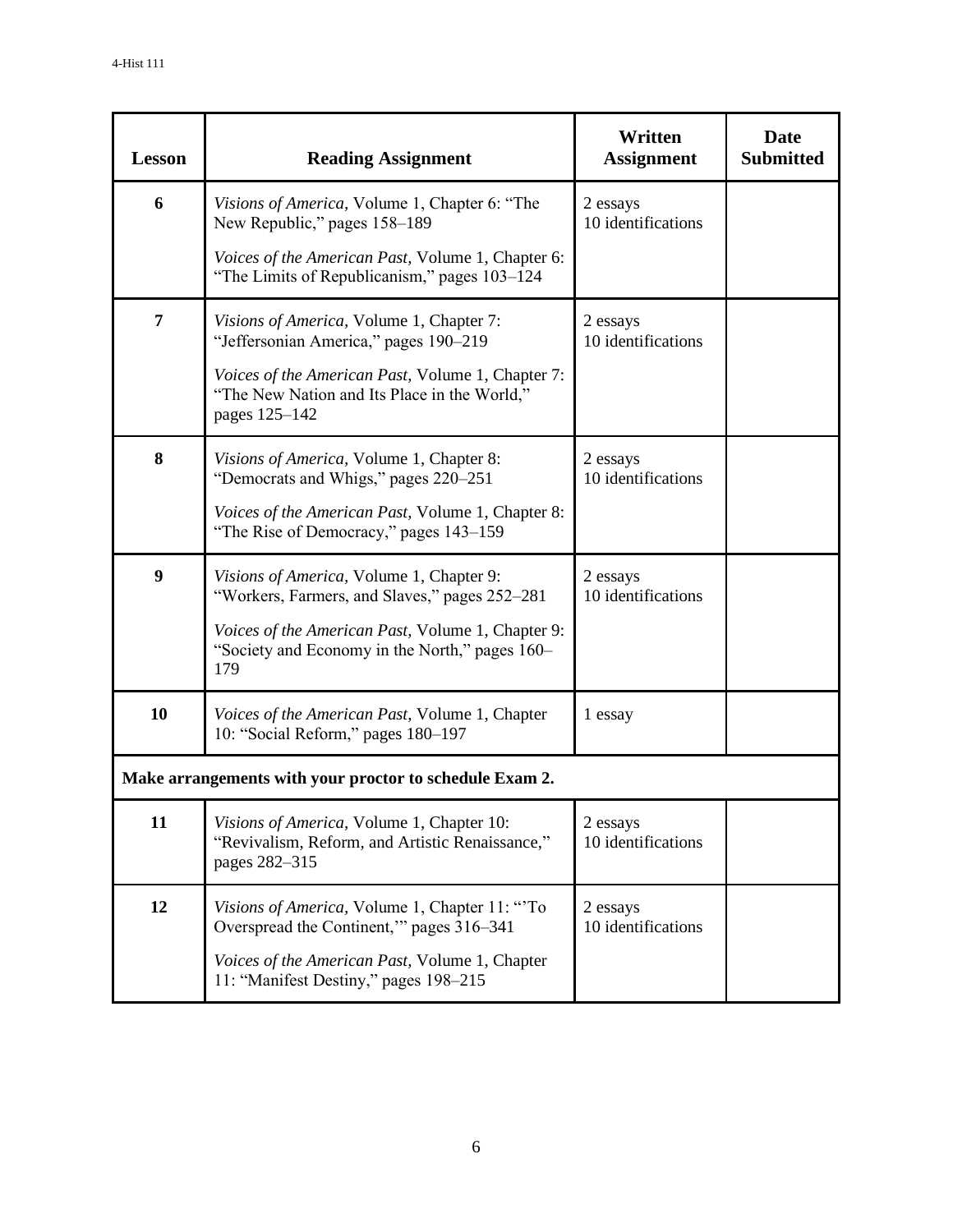| Lesson | Reading Assignment | Written Assignment | Date Submitted |
|---|---|---|---|
| 6 | *Visions of America,* Volume 1, Chapter 6: "The New Republic," pages 158–189<br><br>*Voices of the American Past,* Volume 1, Chapter 6: "The Limits of Republicanism," pages 103–124 | 2 essays<br>10 identifications | |
| 7 | *Visions of America,* Volume 1, Chapter 7: "Jeffersonian America," pages 190–219<br><br>*Voices of the American Past,* Volume 1, Chapter 7: "The New Nation and Its Place in the World," pages 125–142 | 2 essays<br>10 identifications | |
| 8 | *Visions of America,* Volume 1, Chapter 8: "Democrats and Whigs," pages 220–251<br><br>*Voices of the American Past,* Volume 1, Chapter 8: "The Rise of Democracy," pages 143–159 | 2 essays<br>10 identifications | |
| 9 | *Visions of America,* Volume 1, Chapter 9: "Workers, Farmers, and Slaves," pages 252–281<br><br>*Voices of the American Past,* Volume 1, Chapter 9: "Society and Economy in the North," pages 160–179 | 2 essays<br>10 identifications | |
| 10 | *Voices of the American Past,* Volume 1, Chapter 10: "Social Reform," pages 180–197 | 1 essay | |
| **Make arrangements with your proctor to schedule Exam 2.** | | | |
| 11 | *Visions of America,* Volume 1, Chapter 10: "Revivalism, Reform, and Artistic Renaissance," pages 282–315 | 2 essays<br>10 identifications | |
| 12 | *Visions of America,* Volume 1, Chapter 11: "'To Overspread the Continent,'" pages 316–341<br><br>*Voices of the American Past,* Volume 1, Chapter 11: "Manifest Destiny," pages 198–215 | 2 essays<br>10 identifications | |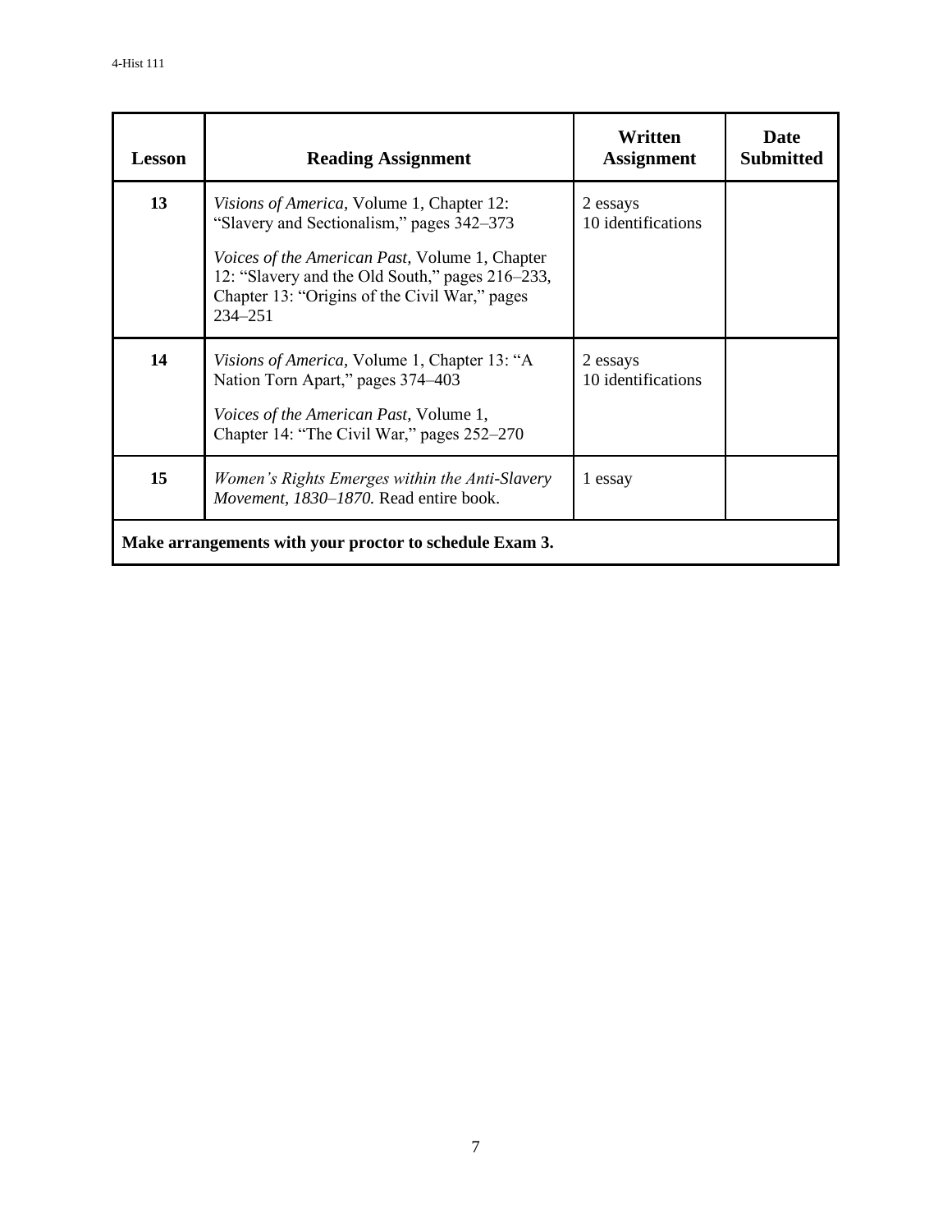| Lesson | Reading Assignment | Written Assignment | Date Submitted |
|---|---|---|---|
| 13 | *Visions of America*, Volume 1, Chapter 12: "Slavery and Sectionalism," pages 342–373<br><br>*Voices of the American Past*, Volume 1, Chapter 12: "Slavery and the Old South," pages 216–233, Chapter 13: "Origins of the Civil War," pages 234–251 | 2 essays<br>10 identifications | |
| 14 | *Visions of America*, Volume 1, Chapter 13: "A Nation Torn Apart," pages 374–403<br><br>*Voices of the American Past*, Volume 1, Chapter 14: "The Civil War," pages 252–270 | 2 essays<br>10 identifications | |
| 15 | *Women's Rights Emerges within the Anti-Slavery Movement, 1830–1870.* Read entire book. | 1 essay | |
| **Make arrangements with your proctor to schedule Exam 3.** | | | |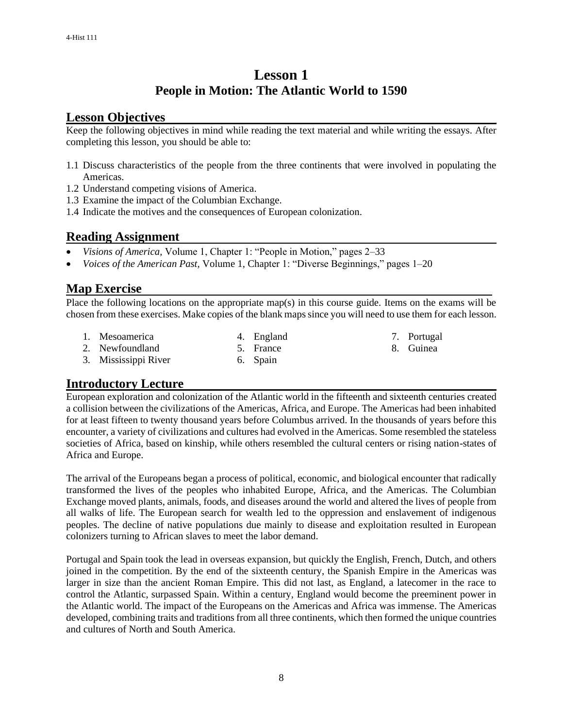# Lesson 1
## People in Motion: The Atlantic World to 1590

## Lesson Objectives

Keep the following objectives in mind while reading the text material and while writing the essays. After completing this lesson, you should be able to:

1.1 Discuss characteristics of the people from the three continents that were involved in populating the Americas.
1.2 Understand competing visions of America.
1.3 Examine the impact of the Columbian Exchange.
1.4 Indicate the motives and the consequences of European colonization.

## Reading Assignment

- *Visions of America,* Volume 1, Chapter 1: "People in Motion," pages 2–33
- *Voices of the American Past,* Volume 1, Chapter 1: "Diverse Beginnings," pages 1–20

## Map Exercise

Place the following locations on the appropriate map(s) in this course guide. Items on the exams will be chosen from these exercises. Make copies of the blank maps since you will need to use them for each lesson.

1. Mesoamerica
2. Newfoundland
3. Mississippi River
4. England
5. France
6. Spain
7. Portugal
8. Guinea

## Introductory Lecture

European exploration and colonization of the Atlantic world in the fifteenth and sixteenth centuries created a collision between the civilizations of the Americas, Africa, and Europe. The Americas had been inhabited for at least fifteen to twenty thousand years before Columbus arrived. In the thousands of years before this encounter, a variety of civilizations and cultures had evolved in the Americas. Some resembled the stateless societies of Africa, based on kinship, while others resembled the cultural centers or rising nation-states of Africa and Europe.

The arrival of the Europeans began a process of political, economic, and biological encounter that radically transformed the lives of the peoples who inhabited Europe, Africa, and the Americas. The Columbian Exchange moved plants, animals, foods, and diseases around the world and altered the lives of people from all walks of life. The European search for wealth led to the oppression and enslavement of indigenous peoples. The decline of native populations due mainly to disease and exploitation resulted in European colonizers turning to African slaves to meet the labor demand.

Portugal and Spain took the lead in overseas expansion, but quickly the English, French, Dutch, and others joined in the competition. By the end of the sixteenth century, the Spanish Empire in the Americas was larger in size than the ancient Roman Empire. This did not last, as England, a latecomer in the race to control the Atlantic, surpassed Spain. Within a century, England would become the preeminent power in the Atlantic world. The impact of the Europeans on the Americas and Africa was immense. The Americas developed, combining traits and traditions from all three continents, which then formed the unique countries and cultures of North and South America.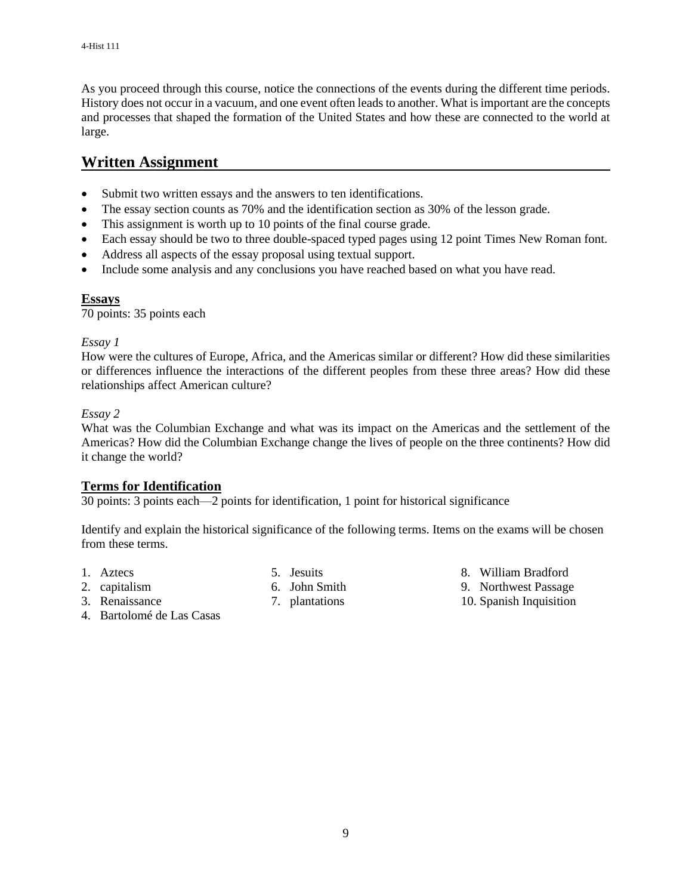As you proceed through this course, notice the connections of the events during the different time periods. History does not occur in a vacuum, and one event often leads to another. What is important are the concepts and processes that shaped the formation of the United States and how these are connected to the world at large.

## Written Assignment

- Submit two written essays and the answers to ten identifications.
- The essay section counts as 70% and the identification section as 30% of the lesson grade.
- This assignment is worth up to 10 points of the final course grade.
- Each essay should be two to three double-spaced typed pages using 12 point Times New Roman font.
- Address all aspects of the essay proposal using textual support.
- Include some analysis and any conclusions you have reached based on what you have read.

### Essays

70 points: 35 points each

*Essay 1*

How were the cultures of Europe, Africa, and the Americas similar or different? How did these similarities or differences influence the interactions of the different peoples from these three areas? How did these relationships affect American culture?

*Essay 2*

What was the Columbian Exchange and what was its impact on the Americas and the settlement of the Americas? How did the Columbian Exchange change the lives of people on the three continents? How did it change the world?

### Terms for Identification

30 points: 3 points each—2 points for identification, 1 point for historical significance

Identify and explain the historical significance of the following terms. Items on the exams will be chosen from these terms.

1. Aztecs
2. capitalism
3. Renaissance
4. Bartolomé de Las Casas
5. Jesuits
6. John Smith
7. plantations
8. William Bradford
9. Northwest Passage
10. Spanish Inquisition